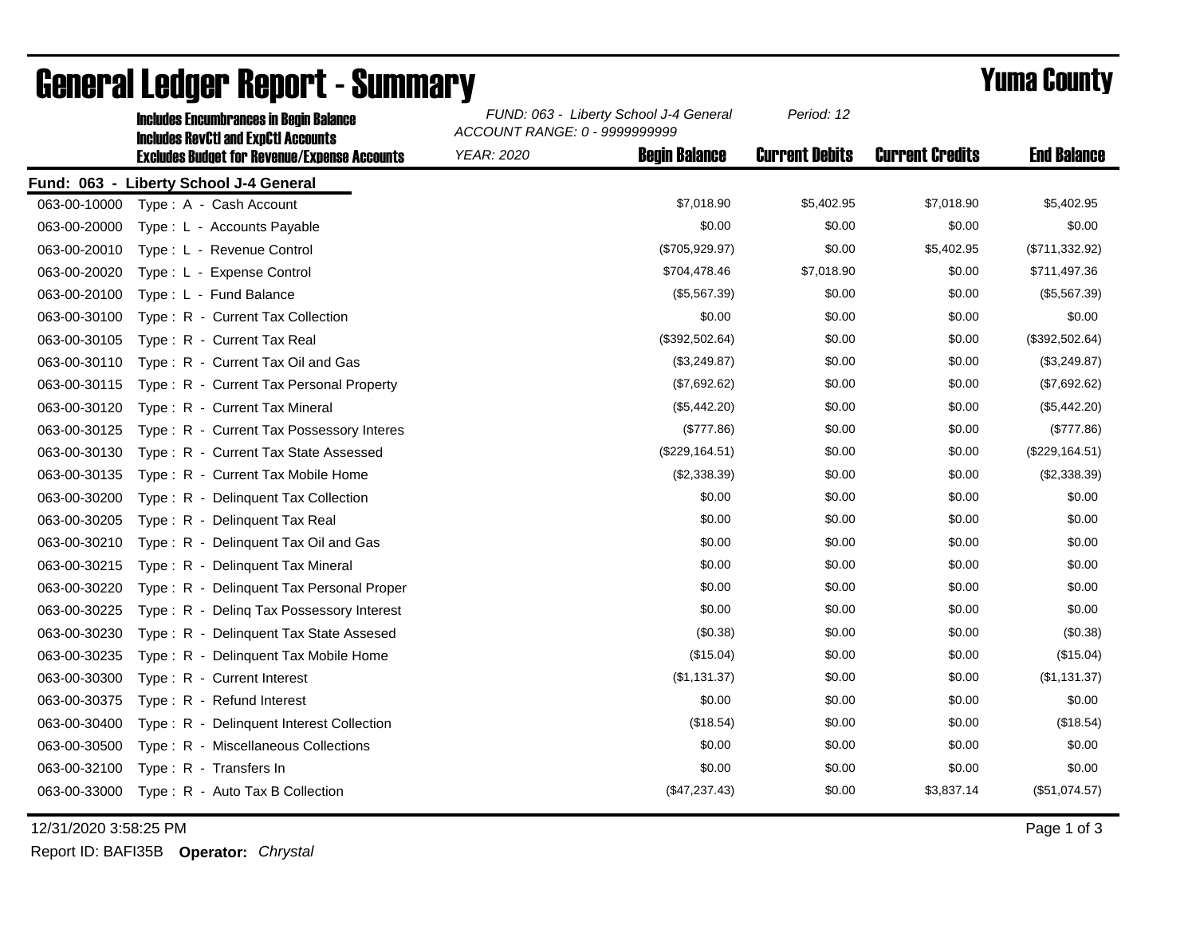# General Ledger Report - Summary

# Yuma County

**Includes Encumbrances in Begin Balance**
**Includes RevCtl and ExpCtl Accounts**
**Excludes Budget for Revenue/Expense Accounts**

*FUND: 063 - Liberty School J-4 General*
*ACCOUNT RANGE: 0 - 9999999999*
*YEAR: 2020*
*Period: 12*

**Fund: 063 - Liberty School J-4 General**

| Account | Description | Begin Balance | Current Debits | Current Credits | End Balance |
|---|---|---|---|---|---|
| 063-00-10000 | Type : A - Cash Account | $7,018.90 | $5,402.95 | $7,018.90 | $5,402.95 |
| 063-00-20000 | Type : L - Accounts Payable | $0.00 | $0.00 | $0.00 | $0.00 |
| 063-00-20010 | Type : L - Revenue Control | ($705,929.97) | $0.00 | $5,402.95 | ($711,332.92) |
| 063-00-20020 | Type : L - Expense Control | $704,478.46 | $7,018.90 | $0.00 | $711,497.36 |
| 063-00-20100 | Type : L - Fund Balance | ($5,567.39) | $0.00 | $0.00 | ($5,567.39) |
| 063-00-30100 | Type : R - Current Tax Collection | $0.00 | $0.00 | $0.00 | $0.00 |
| 063-00-30105 | Type : R - Current Tax Real | ($392,502.64) | $0.00 | $0.00 | ($392,502.64) |
| 063-00-30110 | Type : R - Current Tax Oil and Gas | ($3,249.87) | $0.00 | $0.00 | ($3,249.87) |
| 063-00-30115 | Type : R - Current Tax Personal Property | ($7,692.62) | $0.00 | $0.00 | ($7,692.62) |
| 063-00-30120 | Type : R - Current Tax Mineral | ($5,442.20) | $0.00 | $0.00 | ($5,442.20) |
| 063-00-30125 | Type : R - Current Tax Possessory Interes | ($777.86) | $0.00 | $0.00 | ($777.86) |
| 063-00-30130 | Type : R - Current Tax State Assessed | ($229,164.51) | $0.00 | $0.00 | ($229,164.51) |
| 063-00-30135 | Type : R - Current Tax Mobile Home | ($2,338.39) | $0.00 | $0.00 | ($2,338.39) |
| 063-00-30200 | Type : R - Delinquent Tax Collection | $0.00 | $0.00 | $0.00 | $0.00 |
| 063-00-30205 | Type : R - Delinquent Tax Real | $0.00 | $0.00 | $0.00 | $0.00 |
| 063-00-30210 | Type : R - Delinquent Tax Oil and Gas | $0.00 | $0.00 | $0.00 | $0.00 |
| 063-00-30215 | Type : R - Delinquent Tax Mineral | $0.00 | $0.00 | $0.00 | $0.00 |
| 063-00-30220 | Type : R - Delinquent Tax Personal Proper | $0.00 | $0.00 | $0.00 | $0.00 |
| 063-00-30225 | Type : R - Delinq Tax Possessory Interest | $0.00 | $0.00 | $0.00 | $0.00 |
| 063-00-30230 | Type : R - Delinquent Tax State Assesed | ($0.38) | $0.00 | $0.00 | ($0.38) |
| 063-00-30235 | Type : R - Delinquent Tax Mobile Home | ($15.04) | $0.00 | $0.00 | ($15.04) |
| 063-00-30300 | Type : R - Current Interest | ($1,131.37) | $0.00 | $0.00 | ($1,131.37) |
| 063-00-30375 | Type : R - Refund Interest | $0.00 | $0.00 | $0.00 | $0.00 |
| 063-00-30400 | Type : R - Delinquent Interest Collection | ($18.54) | $0.00 | $0.00 | ($18.54) |
| 063-00-30500 | Type : R - Miscellaneous Collections | $0.00 | $0.00 | $0.00 | $0.00 |
| 063-00-32100 | Type : R - Transfers In | $0.00 | $0.00 | $0.00 | $0.00 |
| 063-00-33000 | Type : R - Auto Tax B Collection | ($47,237.43) | $0.00 | $3,837.14 | ($51,074.57) |

12/31/2020 3:58:25 PM

Report ID: BAFI35B **Operator:** *Chrystal*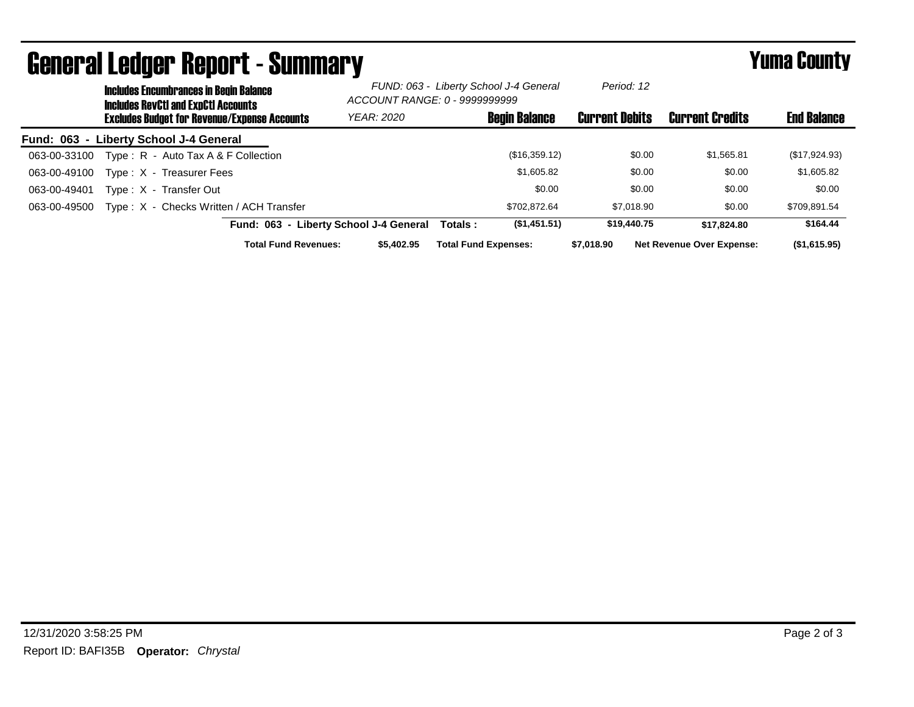# General Ledger Report - Summary

## Yuma County

**Includes Encumbrances in Begin Balance**
**Includes RevCtl and ExpCtl Accounts**
**Excludes Budget for Revenue/Expense Accounts**

*FUND: 063 - Liberty School J-4 General*
*ACCOUNT RANGE: 0 - 9999999999*
*YEAR: 2020*
*Period: 12*

| Account | Description | Begin Balance | Current Debits | Current Credits | End Balance |
|---|---|---|---|---|---|
| **Fund: 063 - Liberty School J-4 General** | | | | | |
| 063-00-33100 | Type : R - Auto Tax A & F Collection | ($16,359.12) | $0.00 | $1,565.81 | ($17,924.93) |
| 063-00-49100 | Type : X - Treasurer Fees | $1,605.82 | $0.00 | $0.00 | $1,605.82 |
| 063-00-49401 | Type : X - Transfer Out | $0.00 | $0.00 | $0.00 | $0.00 |
| 063-00-49500 | Type : X - Checks Written / ACH Transfer | $702,872.64 | $7,018.90 | $0.00 | $709,891.54 |
| | **Fund: 063 - Liberty School J-4 General Totals :** | **($1,451.51)** | **$19,440.75** | **$17,824.80** | **$164.44** |

**Total Fund Revenues:** $5,402.95 **Total Fund Expenses:** $7,018.90 **Net Revenue Over Expense:** ($1,615.95)

12/31/2020 3:58:25 PM

Report ID: BAFI35B **Operator:** *Chrystal*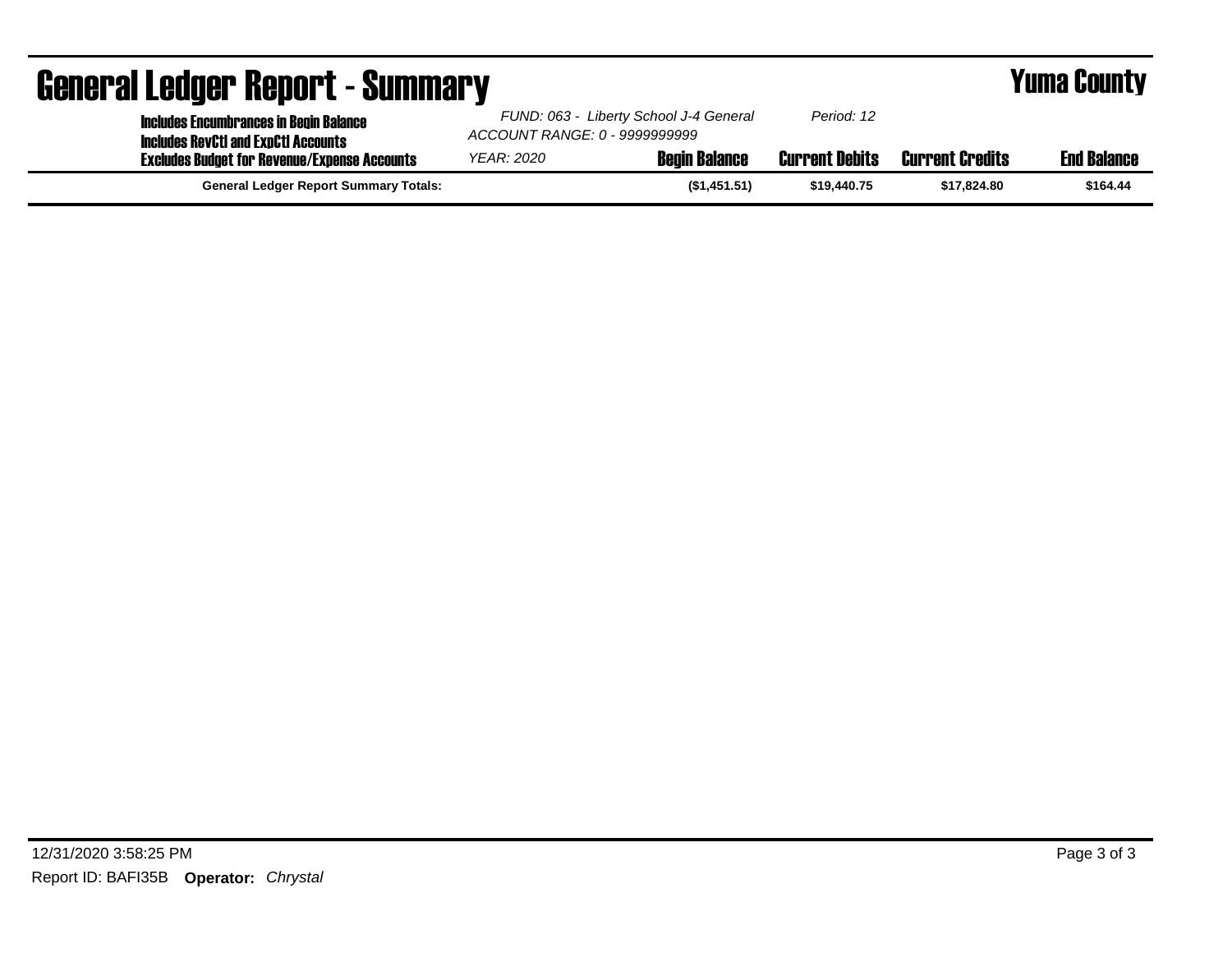# General Ledger Report - Summary

**Yuma County**

**Includes Encumbrances in Begin Balance**
**Includes RevCtl and ExpCtl Accounts**
**Excludes Budget for Revenue/Expense Accounts**

*FUND: 063 - Liberty School J-4 General*
*ACCOUNT RANGE: 0 - 9999999999*
*YEAR: 2020*
*Period: 12*

| | Begin Balance | Current Debits | Current Credits | End Balance |
|---|---|---|---|---|
| **General Ledger Report Summary Totals:** | **($1,451.51)** | **$19,440.75** | **$17,824.80** | **$164.44** |

12/31/2020 3:58:25 PM

Report ID: BAFI35B **Operator:** *Chrystal*